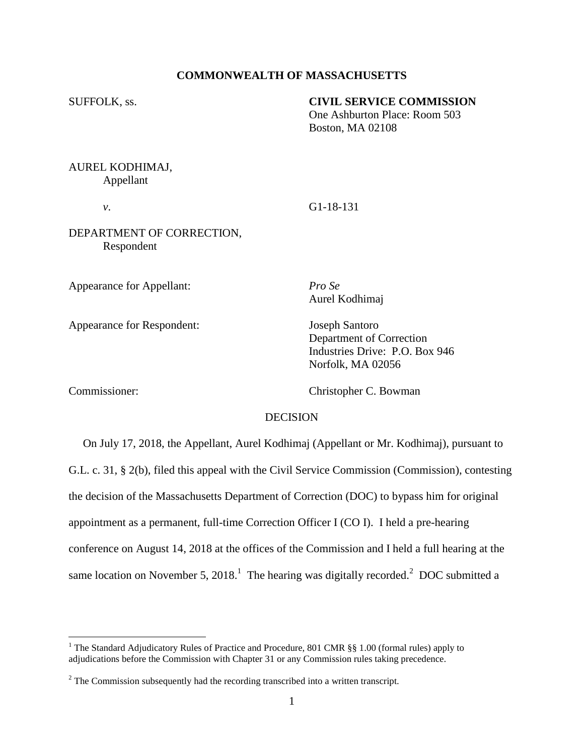**COMMONWEALTH OF MASSACHUSETTS**

SUFFOLK, ss.

**CIVIL SERVICE COMMISSION**
One Ashburton Place: Room 503
Boston, MA 02108

AUREL KODHIMAJ,
Appellant

*v.*

G1-18-131

DEPARTMENT OF CORRECTION,
Respondent

Appearance for Appellant: *Pro Se*
Aurel Kodhimaj

Appearance for Respondent: Joseph Santoro
Department of Correction
Industries Drive: P.O. Box 946
Norfolk, MA 02056

Commissioner: Christopher C. Bowman

DECISION

On July 17, 2018, the Appellant, Aurel Kodhimaj (Appellant or Mr. Kodhimaj), pursuant to G.L. c. 31, § 2(b), filed this appeal with the Civil Service Commission (Commission), contesting the decision of the Massachusetts Department of Correction (DOC) to bypass him for original appointment as a permanent, full-time Correction Officer I (CO I). I held a pre-hearing conference on August 14, 2018 at the offices of the Commission and I held a full hearing at the same location on November 5, 2018.[1] The hearing was digitally recorded.[2] DOC submitted a

---

[1] The Standard Adjudicatory Rules of Practice and Procedure, 801 CMR §§ 1.00 (formal rules) apply to adjudications before the Commission with Chapter 31 or any Commission rules taking precedence.

[2] The Commission subsequently had the recording transcribed into a written transcript.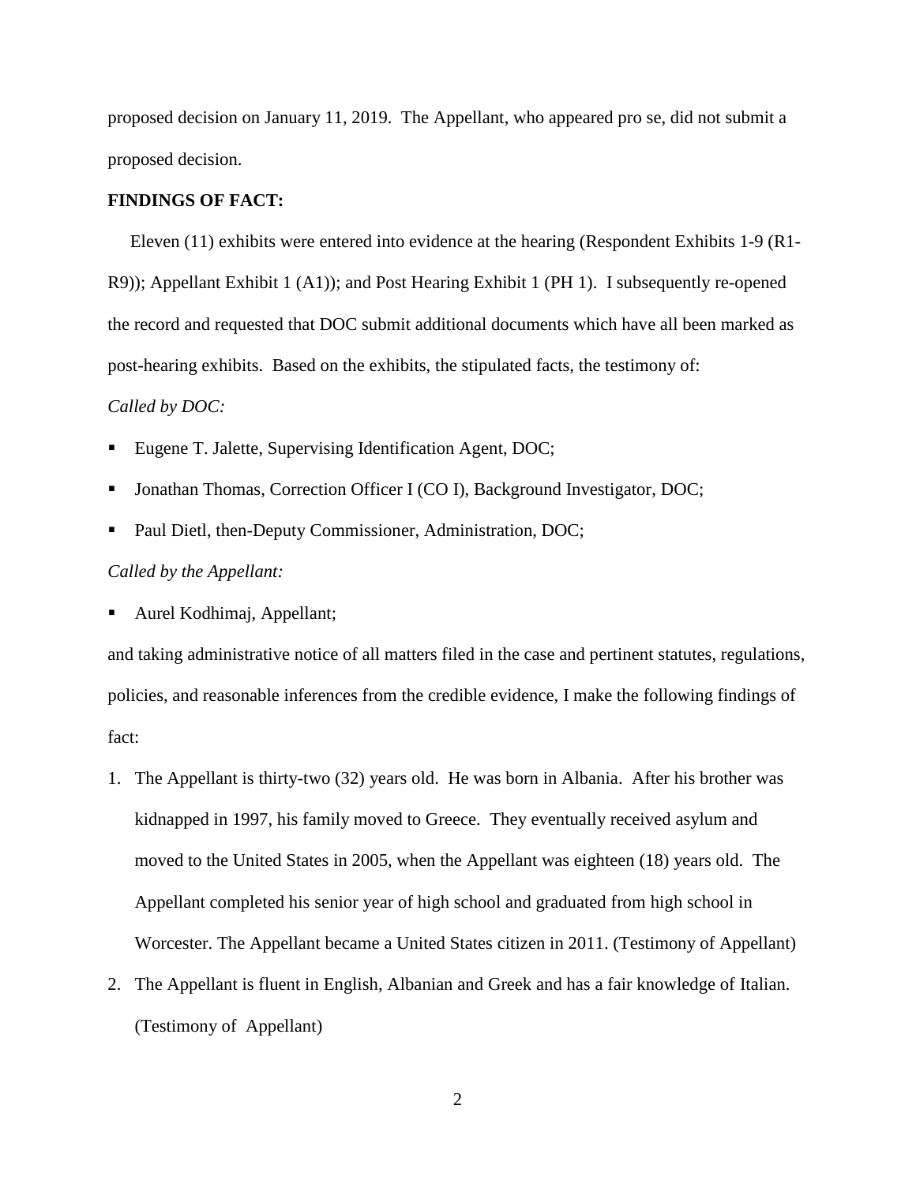proposed decision on January 11, 2019. The Appellant, who appeared pro se, did not submit a proposed decision.

**FINDINGS OF FACT:**

Eleven (11) exhibits were entered into evidence at the hearing (Respondent Exhibits 1-9 (R1-R9)); Appellant Exhibit 1 (A1)); and Post Hearing Exhibit 1 (PH 1). I subsequently re-opened the record and requested that DOC submit additional documents which have all been marked as post-hearing exhibits. Based on the exhibits, the stipulated facts, the testimony of:

*Called by DOC:*

- Eugene T. Jalette, Supervising Identification Agent, DOC;
- Jonathan Thomas, Correction Officer I (CO I), Background Investigator, DOC;
- Paul Dietl, then-Deputy Commissioner, Administration, DOC;

*Called by the Appellant:*

- Aurel Kodhimaj, Appellant;

and taking administrative notice of all matters filed in the case and pertinent statutes, regulations, policies, and reasonable inferences from the credible evidence, I make the following findings of fact:

1. The Appellant is thirty-two (32) years old. He was born in Albania. After his brother was kidnapped in 1997, his family moved to Greece. They eventually received asylum and moved to the United States in 2005, when the Appellant was eighteen (18) years old. The Appellant completed his senior year of high school and graduated from high school in Worcester. The Appellant became a United States citizen in 2011. (Testimony of Appellant)
2. The Appellant is fluent in English, Albanian and Greek and has a fair knowledge of Italian. (Testimony of Appellant)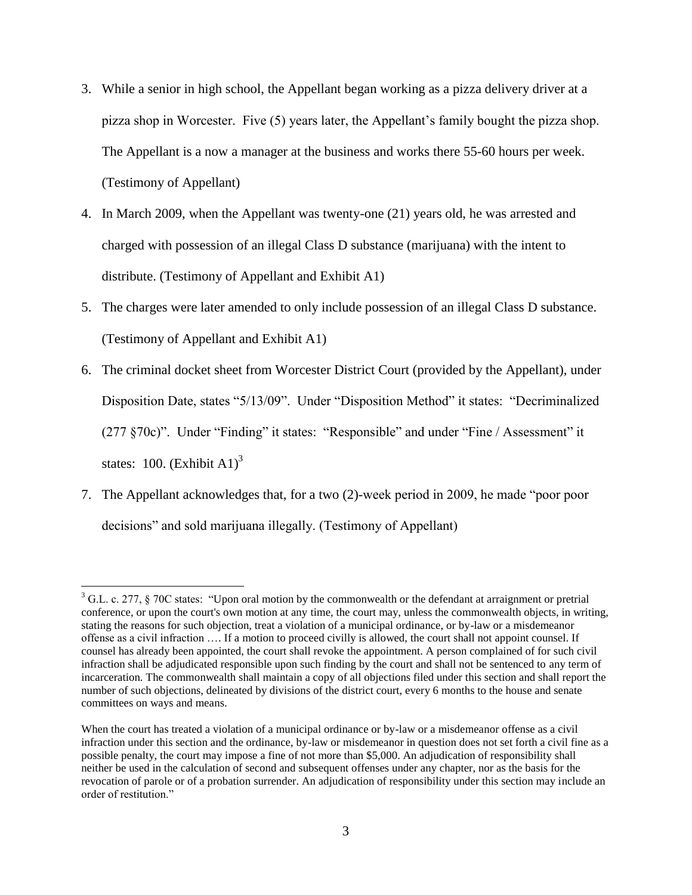3. While a senior in high school, the Appellant began working as a pizza delivery driver at a pizza shop in Worcester. Five (5) years later, the Appellant's family bought the pizza shop. The Appellant is a now a manager at the business and works there 55-60 hours per week. (Testimony of Appellant)

4. In March 2009, when the Appellant was twenty-one (21) years old, he was arrested and charged with possession of an illegal Class D substance (marijuana) with the intent to distribute. (Testimony of Appellant and Exhibit A1)

5. The charges were later amended to only include possession of an illegal Class D substance. (Testimony of Appellant and Exhibit A1)

6. The criminal docket sheet from Worcester District Court (provided by the Appellant), under Disposition Date, states "5/13/09". Under "Disposition Method" it states: "Decriminalized (277 §70c)". Under "Finding" it states: "Responsible" and under "Fine / Assessment" it states: 100. (Exhibit A1)[3]

7. The Appellant acknowledges that, for a two (2)-week period in 2009, he made "poor poor decisions" and sold marijuana illegally. (Testimony of Appellant)

---

[3] G.L. c. 277, § 70C states: "Upon oral motion by the commonwealth or the defendant at arraignment or pretrial conference, or upon the court's own motion at any time, the court may, unless the commonwealth objects, in writing, stating the reasons for such objection, treat a violation of a municipal ordinance, or by-law or a misdemeanor offense as a civil infraction …. If a motion to proceed civilly is allowed, the court shall not appoint counsel. If counsel has already been appointed, the court shall revoke the appointment. A person complained of for such civil infraction shall be adjudicated responsible upon such finding by the court and shall not be sentenced to any term of incarceration. The commonwealth shall maintain a copy of all objections filed under this section and shall report the number of such objections, delineated by divisions of the district court, every 6 months to the house and senate committees on ways and means.

When the court has treated a violation of a municipal ordinance or by-law or a misdemeanor offense as a civil infraction under this section and the ordinance, by-law or misdemeanor in question does not set forth a civil fine as a possible penalty, the court may impose a fine of not more than $5,000. An adjudication of responsibility shall neither be used in the calculation of second and subsequent offenses under any chapter, nor as the basis for the revocation of parole or of a probation surrender. An adjudication of responsibility under this section may include an order of restitution."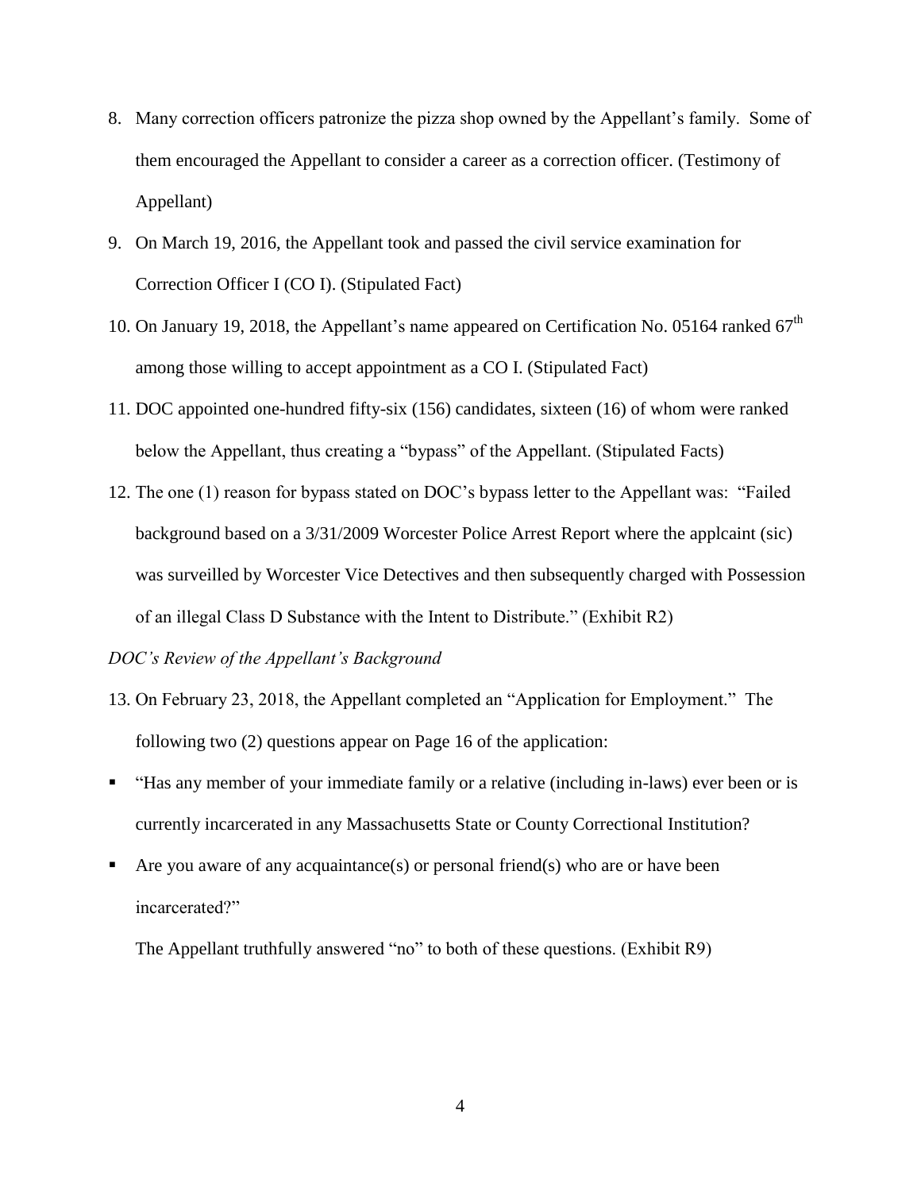8. Many correction officers patronize the pizza shop owned by the Appellant's family. Some of them encouraged the Appellant to consider a career as a correction officer. (Testimony of Appellant)

9. On March 19, 2016, the Appellant took and passed the civil service examination for Correction Officer I (CO I). (Stipulated Fact)

10. On January 19, 2018, the Appellant's name appeared on Certification No. 05164 ranked 67th among those willing to accept appointment as a CO I. (Stipulated Fact)

11. DOC appointed one-hundred fifty-six (156) candidates, sixteen (16) of whom were ranked below the Appellant, thus creating a "bypass" of the Appellant. (Stipulated Facts)

12. The one (1) reason for bypass stated on DOC's bypass letter to the Appellant was: "Failed background based on a 3/31/2009 Worcester Police Arrest Report where the applcaint (sic) was surveilled by Worcester Vice Detectives and then subsequently charged with Possession of an illegal Class D Substance with the Intent to Distribute." (Exhibit R2)

*DOC's Review of the Appellant's Background*

13. On February 23, 2018, the Appellant completed an "Application for Employment." The following two (2) questions appear on Page 16 of the application:

- "Has any member of your immediate family or a relative (including in-laws) ever been or is currently incarcerated in any Massachusetts State or County Correctional Institution?
- Are you aware of any acquaintance(s) or personal friend(s) who are or have been incarcerated?"

The Appellant truthfully answered "no" to both of these questions. (Exhibit R9)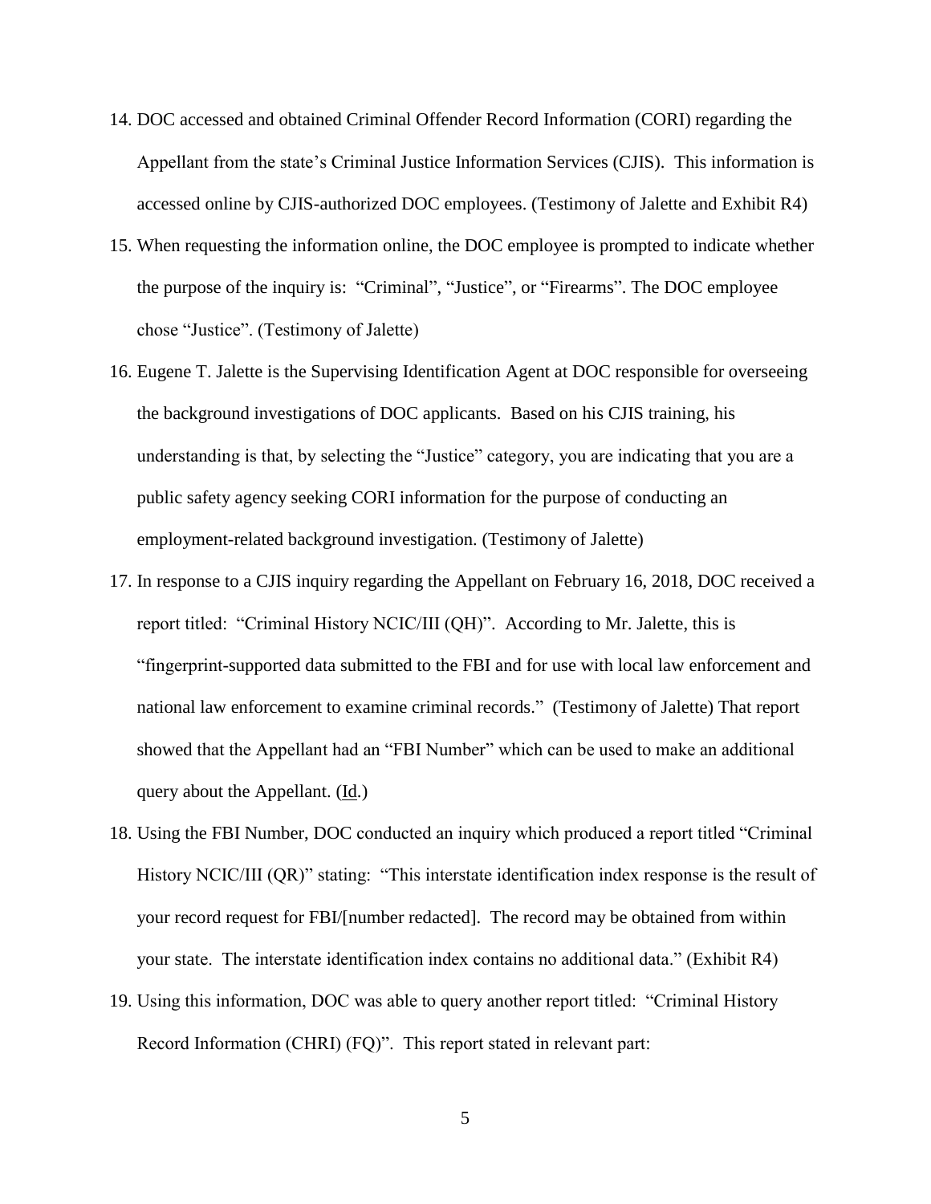14. DOC accessed and obtained Criminal Offender Record Information (CORI) regarding the Appellant from the state's Criminal Justice Information Services (CJIS). This information is accessed online by CJIS-authorized DOC employees. (Testimony of Jalette and Exhibit R4)
15. When requesting the information online, the DOC employee is prompted to indicate whether the purpose of the inquiry is: "Criminal", "Justice", or "Firearms". The DOC employee chose "Justice". (Testimony of Jalette)
16. Eugene T. Jalette is the Supervising Identification Agent at DOC responsible for overseeing the background investigations of DOC applicants. Based on his CJIS training, his understanding is that, by selecting the "Justice" category, you are indicating that you are a public safety agency seeking CORI information for the purpose of conducting an employment-related background investigation. (Testimony of Jalette)
17. In response to a CJIS inquiry regarding the Appellant on February 16, 2018, DOC received a report titled: "Criminal History NCIC/III (QH)". According to Mr. Jalette, this is "fingerprint-supported data submitted to the FBI and for use with local law enforcement and national law enforcement to examine criminal records." (Testimony of Jalette) That report showed that the Appellant had an "FBI Number" which can be used to make an additional query about the Appellant. (Id.)
18. Using the FBI Number, DOC conducted an inquiry which produced a report titled "Criminal History NCIC/III (QR)" stating: "This interstate identification index response is the result of your record request for FBI/[number redacted]. The record may be obtained from within your state. The interstate identification index contains no additional data." (Exhibit R4)
19. Using this information, DOC was able to query another report titled: "Criminal History Record Information (CHRI) (FQ)". This report stated in relevant part: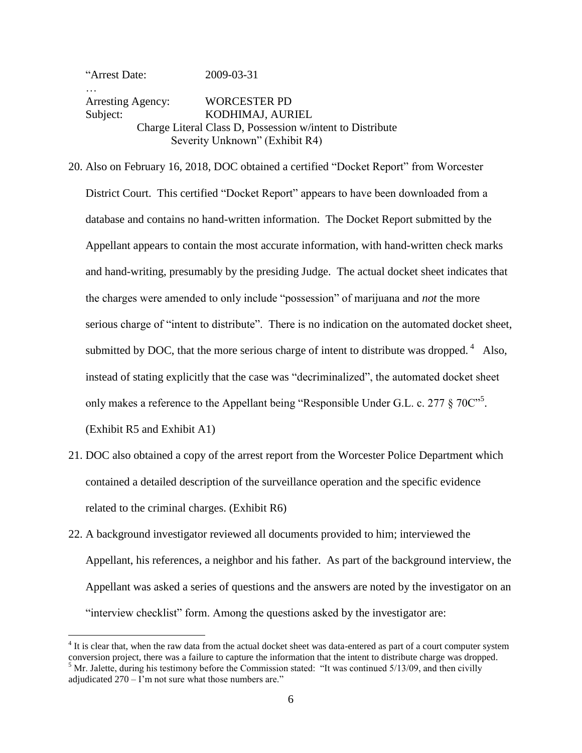“Arrest Date: 2009-03-31
…
Arresting Agency: WORCESTER PD
Subject: KODHIMAJ, AURIEL
Charge Literal Class D, Possession w/intent to Distribute
Severity Unknown” (Exhibit R4)

20. Also on February 16, 2018, DOC obtained a certified “Docket Report” from Worcester District Court. This certified “Docket Report” appears to have been downloaded from a database and contains no hand-written information. The Docket Report submitted by the Appellant appears to contain the most accurate information, with hand-written check marks and hand-writing, presumably by the presiding Judge. The actual docket sheet indicates that the charges were amended to only include “possession” of marijuana and *not* the more serious charge of “intent to distribute”. There is no indication on the automated docket sheet, submitted by DOC, that the more serious charge of intent to distribute was dropped.[4] Also, instead of stating explicitly that the case was “decriminalized”, the automated docket sheet only makes a reference to the Appellant being “Responsible Under G.L. c. 277 § 70C”[5]. (Exhibit R5 and Exhibit A1)

21. DOC also obtained a copy of the arrest report from the Worcester Police Department which contained a detailed description of the surveillance operation and the specific evidence related to the criminal charges. (Exhibit R6)

22. A background investigator reviewed all documents provided to him; interviewed the Appellant, his references, a neighbor and his father. As part of the background interview, the Appellant was asked a series of questions and the answers are noted by the investigator on an “interview checklist” form. Among the questions asked by the investigator are:

---

[4] It is clear that, when the raw data from the actual docket sheet was data-entered as part of a court computer system conversion project, there was a failure to capture the information that the intent to distribute charge was dropped.

[5] Mr. Jalette, during his testimony before the Commission stated: “It was continued 5/13/09, and then civilly adjudicated 270 – I’m not sure what those numbers are.”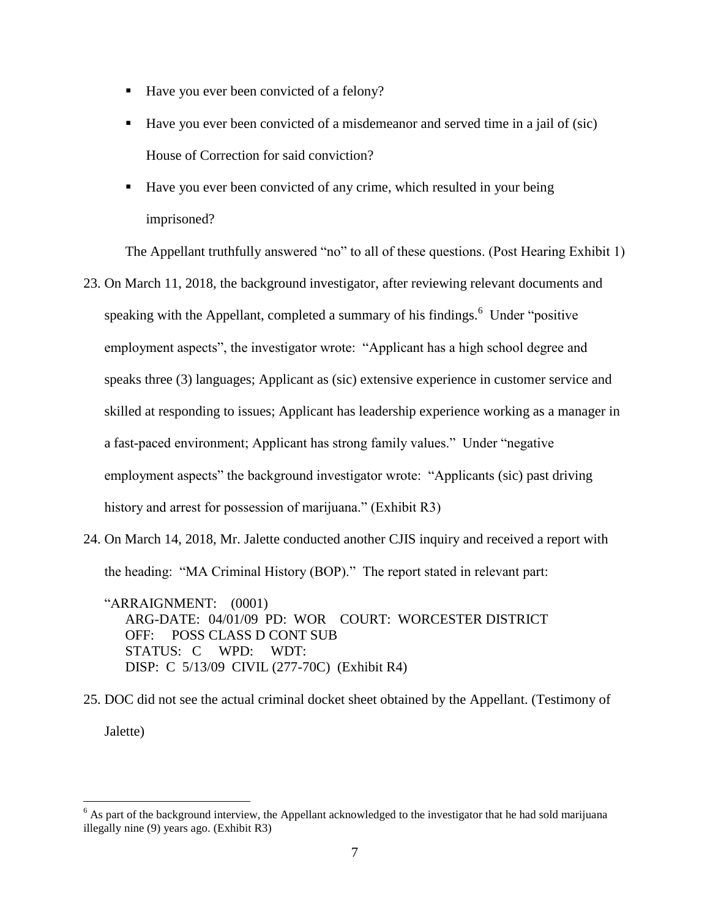- Have you ever been convicted of a felony?
- Have you ever been convicted of a misdemeanor and served time in a jail of (sic) House of Correction for said conviction?
- Have you ever been convicted of any crime, which resulted in your being imprisoned?

The Appellant truthfully answered "no" to all of these questions. (Post Hearing Exhibit 1)

23. On March 11, 2018, the background investigator, after reviewing relevant documents and speaking with the Appellant, completed a summary of his findings.[6] Under "positive employment aspects", the investigator wrote: "Applicant has a high school degree and speaks three (3) languages; Applicant as (sic) extensive experience in customer service and skilled at responding to issues; Applicant has leadership experience working as a manager in a fast-paced environment; Applicant has strong family values." Under "negative employment aspects" the background investigator wrote: "Applicants (sic) past driving history and arrest for possession of marijuana." (Exhibit R3)

24. On March 14, 2018, Mr. Jalette conducted another CJIS inquiry and received a report with the heading: "MA Criminal History (BOP)." The report stated in relevant part:

```
"ARRAIGNMENT:   (0001)
   ARG-DATE:  04/01/09  PD:  WOR    COURT:  WORCESTER DISTRICT
   OFF:     POSS CLASS D CONT SUB
   STATUS:  C     WPD:     WDT:
   DISP:  C  5/13/09  CIVIL (277-70C)  (Exhibit R4)
```

25. DOC did not see the actual criminal docket sheet obtained by the Appellant. (Testimony of Jalette)

[6] As part of the background interview, the Appellant acknowledged to the investigator that he had sold marijuana illegally nine (9) years ago. (Exhibit R3)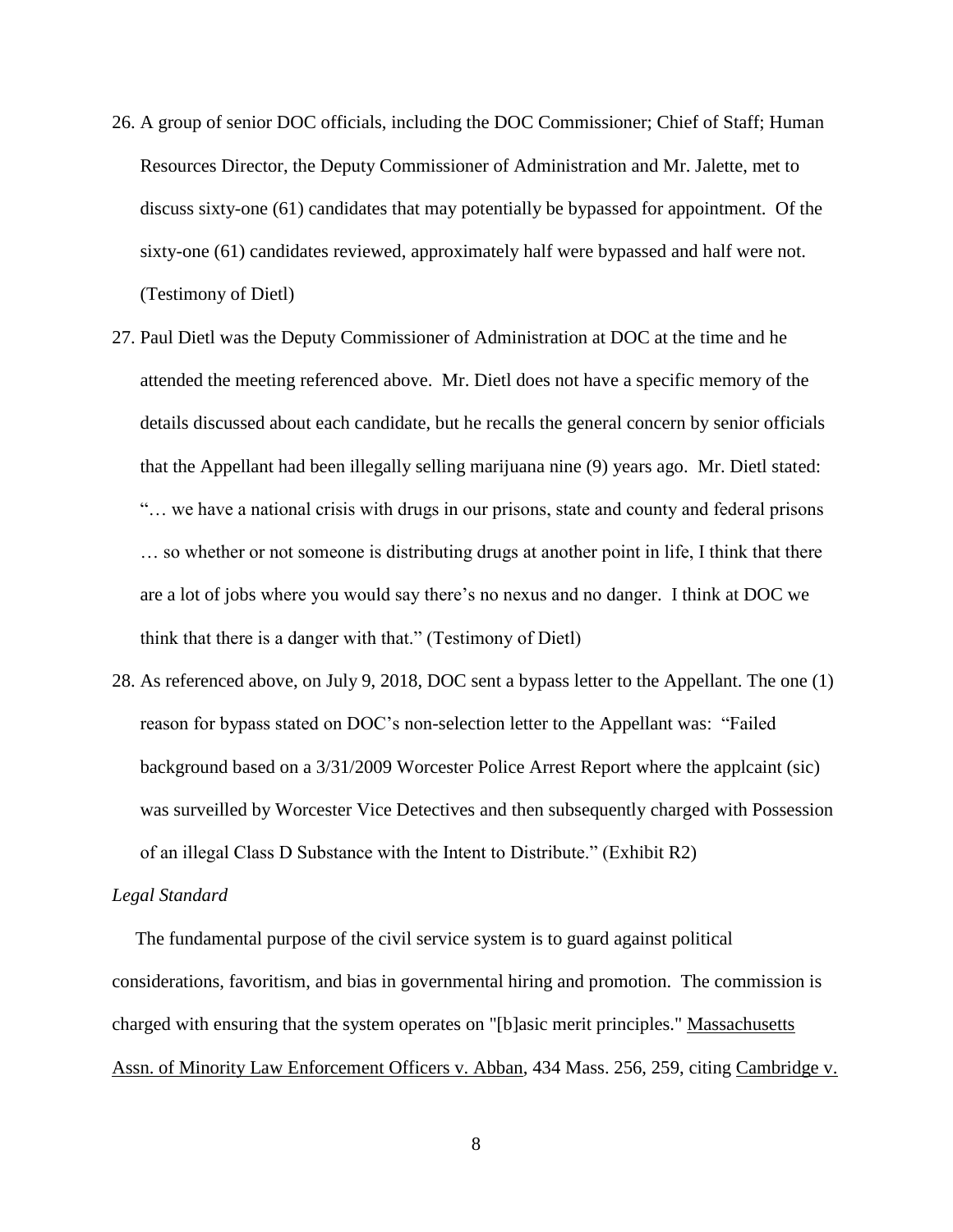26. A group of senior DOC officials, including the DOC Commissioner; Chief of Staff; Human Resources Director, the Deputy Commissioner of Administration and Mr. Jalette, met to discuss sixty-one (61) candidates that may potentially be bypassed for appointment. Of the sixty-one (61) candidates reviewed, approximately half were bypassed and half were not. (Testimony of Dietl)

27. Paul Dietl was the Deputy Commissioner of Administration at DOC at the time and he attended the meeting referenced above. Mr. Dietl does not have a specific memory of the details discussed about each candidate, but he recalls the general concern by senior officials that the Appellant had been illegally selling marijuana nine (9) years ago. Mr. Dietl stated: "… we have a national crisis with drugs in our prisons, state and county and federal prisons … so whether or not someone is distributing drugs at another point in life, I think that there are a lot of jobs where you would say there's no nexus and no danger. I think at DOC we think that there is a danger with that." (Testimony of Dietl)

28. As referenced above, on July 9, 2018, DOC sent a bypass letter to the Appellant. The one (1) reason for bypass stated on DOC's non-selection letter to the Appellant was: "Failed background based on a 3/31/2009 Worcester Police Arrest Report where the applcaint (sic) was surveilled by Worcester Vice Detectives and then subsequently charged with Possession of an illegal Class D Substance with the Intent to Distribute." (Exhibit R2)

*Legal Standard*

The fundamental purpose of the civil service system is to guard against political considerations, favoritism, and bias in governmental hiring and promotion. The commission is charged with ensuring that the system operates on "[b]asic merit principles." Massachusetts Assn. of Minority Law Enforcement Officers v. Abban, 434 Mass. 256, 259, citing Cambridge v.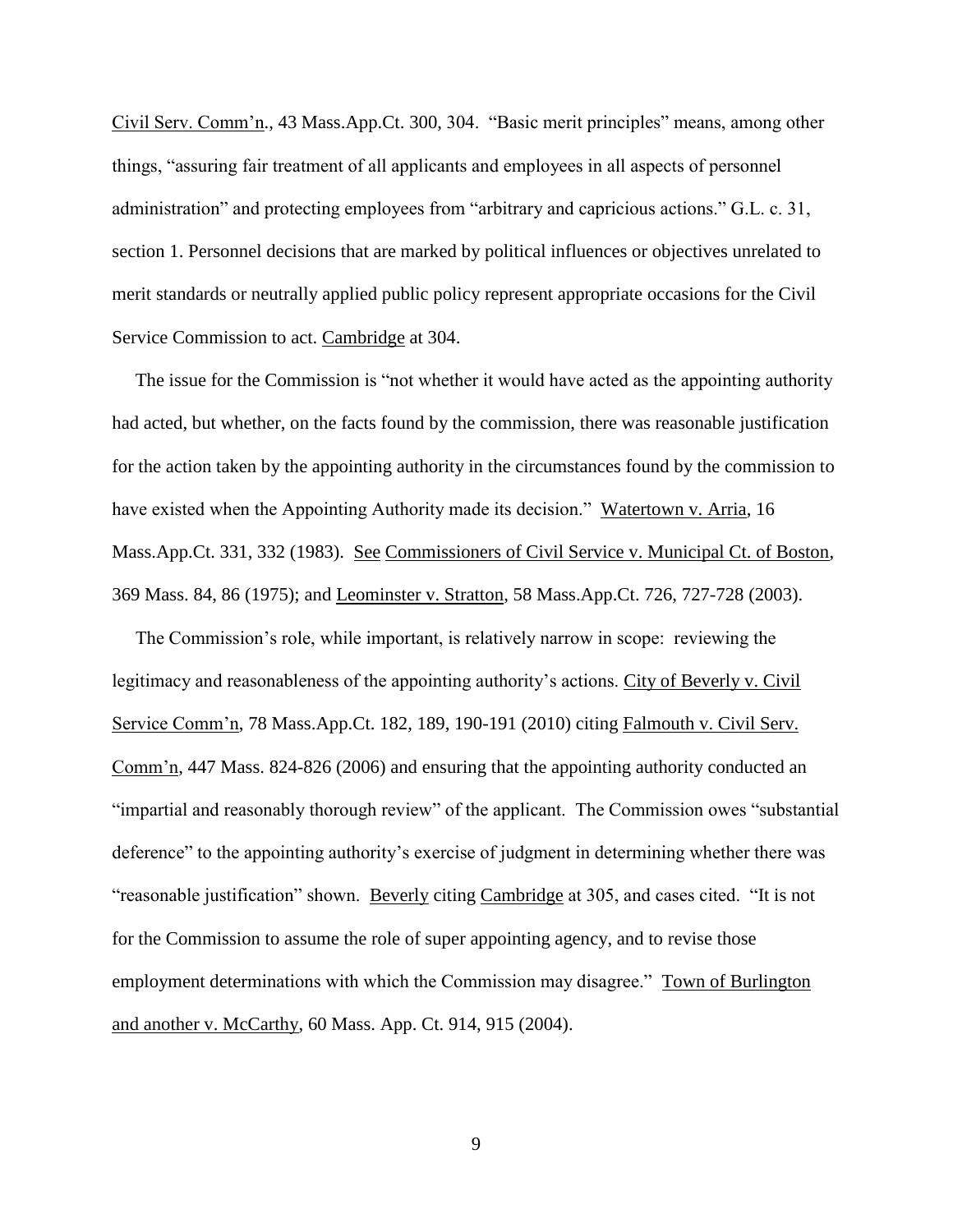Civil Serv. Comm'n., 43 Mass.App.Ct. 300, 304. "Basic merit principles" means, among other things, "assuring fair treatment of all applicants and employees in all aspects of personnel administration" and protecting employees from "arbitrary and capricious actions." G.L. c. 31, section 1. Personnel decisions that are marked by political influences or objectives unrelated to merit standards or neutrally applied public policy represent appropriate occasions for the Civil Service Commission to act. Cambridge at 304.

The issue for the Commission is "not whether it would have acted as the appointing authority had acted, but whether, on the facts found by the commission, there was reasonable justification for the action taken by the appointing authority in the circumstances found by the commission to have existed when the Appointing Authority made its decision." Watertown v. Arria, 16 Mass.App.Ct. 331, 332 (1983). See Commissioners of Civil Service v. Municipal Ct. of Boston, 369 Mass. 84, 86 (1975); and Leominster v. Stratton, 58 Mass.App.Ct. 726, 727-728 (2003).

The Commission's role, while important, is relatively narrow in scope: reviewing the legitimacy and reasonableness of the appointing authority's actions. City of Beverly v. Civil Service Comm'n, 78 Mass.App.Ct. 182, 189, 190-191 (2010) citing Falmouth v. Civil Serv. Comm'n, 447 Mass. 824-826 (2006) and ensuring that the appointing authority conducted an "impartial and reasonably thorough review" of the applicant. The Commission owes "substantial deference" to the appointing authority's exercise of judgment in determining whether there was "reasonable justification" shown. Beverly citing Cambridge at 305, and cases cited. "It is not for the Commission to assume the role of super appointing agency, and to revise those employment determinations with which the Commission may disagree." Town of Burlington and another v. McCarthy, 60 Mass. App. Ct. 914, 915 (2004).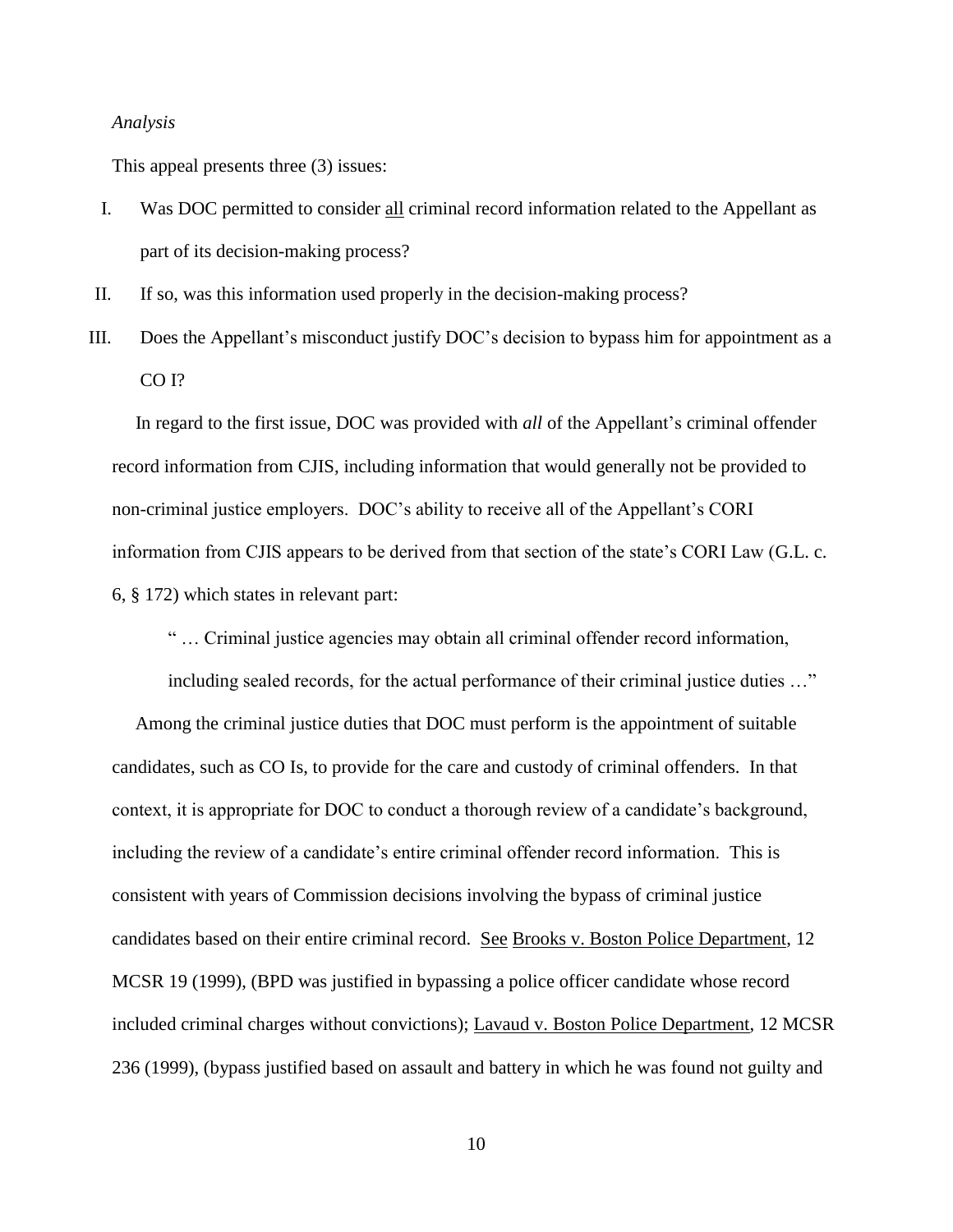*Analysis*

This appeal presents three (3) issues:

I. Was DOC permitted to consider <u>all</u> criminal record information related to the Appellant as part of its decision-making process?

II. If so, was this information used properly in the decision-making process?

III. Does the Appellant's misconduct justify DOC's decision to bypass him for appointment as a CO I?

In regard to the first issue, DOC was provided with *all* of the Appellant's criminal offender record information from CJIS, including information that would generally not be provided to non-criminal justice employers. DOC's ability to receive all of the Appellant's CORI information from CJIS appears to be derived from that section of the state's CORI Law (G.L. c. 6, § 172) which states in relevant part:

> " … Criminal justice agencies may obtain all criminal offender record information, including sealed records, for the actual performance of their criminal justice duties …"

Among the criminal justice duties that DOC must perform is the appointment of suitable candidates, such as CO Is, to provide for the care and custody of criminal offenders. In that context, it is appropriate for DOC to conduct a thorough review of a candidate's background, including the review of a candidate's entire criminal offender record information. This is consistent with years of Commission decisions involving the bypass of criminal justice candidates based on their entire criminal record. <u>See</u> <u>Brooks v. Boston Police Department</u>, 12 MCSR 19 (1999), (BPD was justified in bypassing a police officer candidate whose record included criminal charges without convictions); <u>Lavaud v. Boston Police Department</u>, 12 MCSR 236 (1999), (bypass justified based on assault and battery in which he was found not guilty and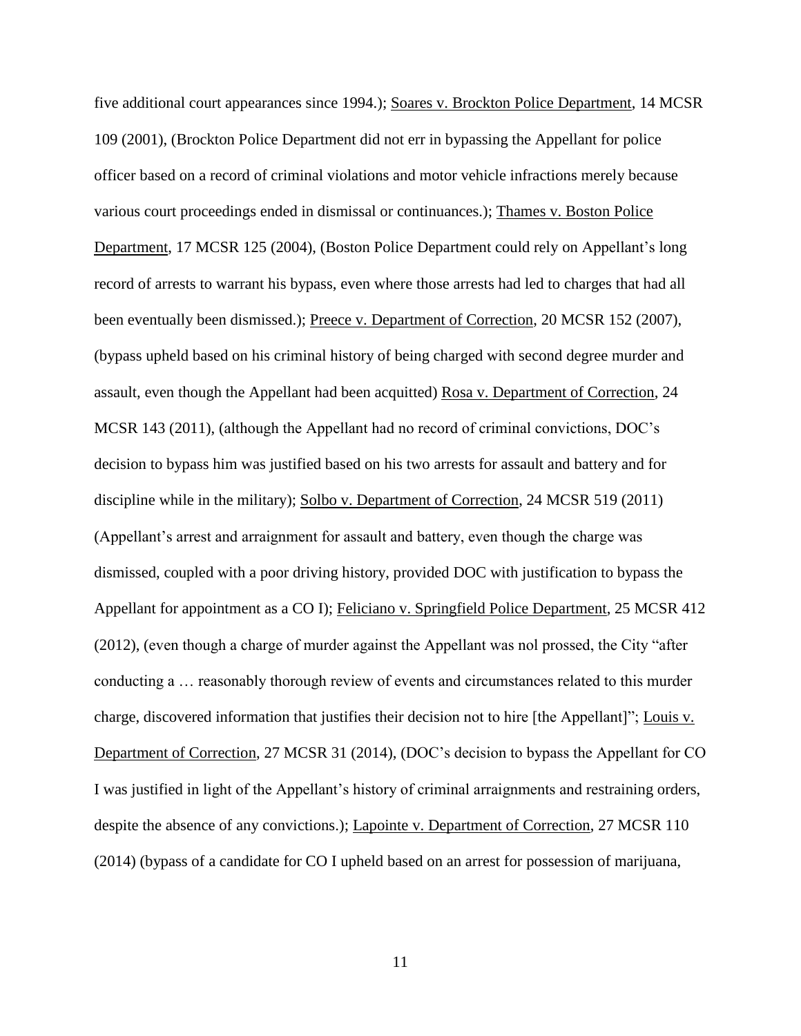five additional court appearances since 1994.); Soares v. Brockton Police Department, 14 MCSR 109 (2001), (Brockton Police Department did not err in bypassing the Appellant for police officer based on a record of criminal violations and motor vehicle infractions merely because various court proceedings ended in dismissal or continuances.); Thames v. Boston Police Department, 17 MCSR 125 (2004), (Boston Police Department could rely on Appellant's long record of arrests to warrant his bypass, even where those arrests had led to charges that had all been eventually been dismissed.); Preece v. Department of Correction, 20 MCSR 152 (2007), (bypass upheld based on his criminal history of being charged with second degree murder and assault, even though the Appellant had been acquitted) Rosa v. Department of Correction, 24 MCSR 143 (2011), (although the Appellant had no record of criminal convictions, DOC's decision to bypass him was justified based on his two arrests for assault and battery and for discipline while in the military); Solbo v. Department of Correction, 24 MCSR 519 (2011) (Appellant's arrest and arraignment for assault and battery, even though the charge was dismissed, coupled with a poor driving history, provided DOC with justification to bypass the Appellant for appointment as a CO I); Feliciano v. Springfield Police Department, 25 MCSR 412 (2012), (even though a charge of murder against the Appellant was nol prossed, the City "after conducting a … reasonably thorough review of events and circumstances related to this murder charge, discovered information that justifies their decision not to hire [the Appellant]"; Louis v. Department of Correction, 27 MCSR 31 (2014), (DOC's decision to bypass the Appellant for CO I was justified in light of the Appellant's history of criminal arraignments and restraining orders, despite the absence of any convictions.); Lapointe v. Department of Correction, 27 MCSR 110 (2014) (bypass of a candidate for CO I upheld based on an arrest for possession of marijuana,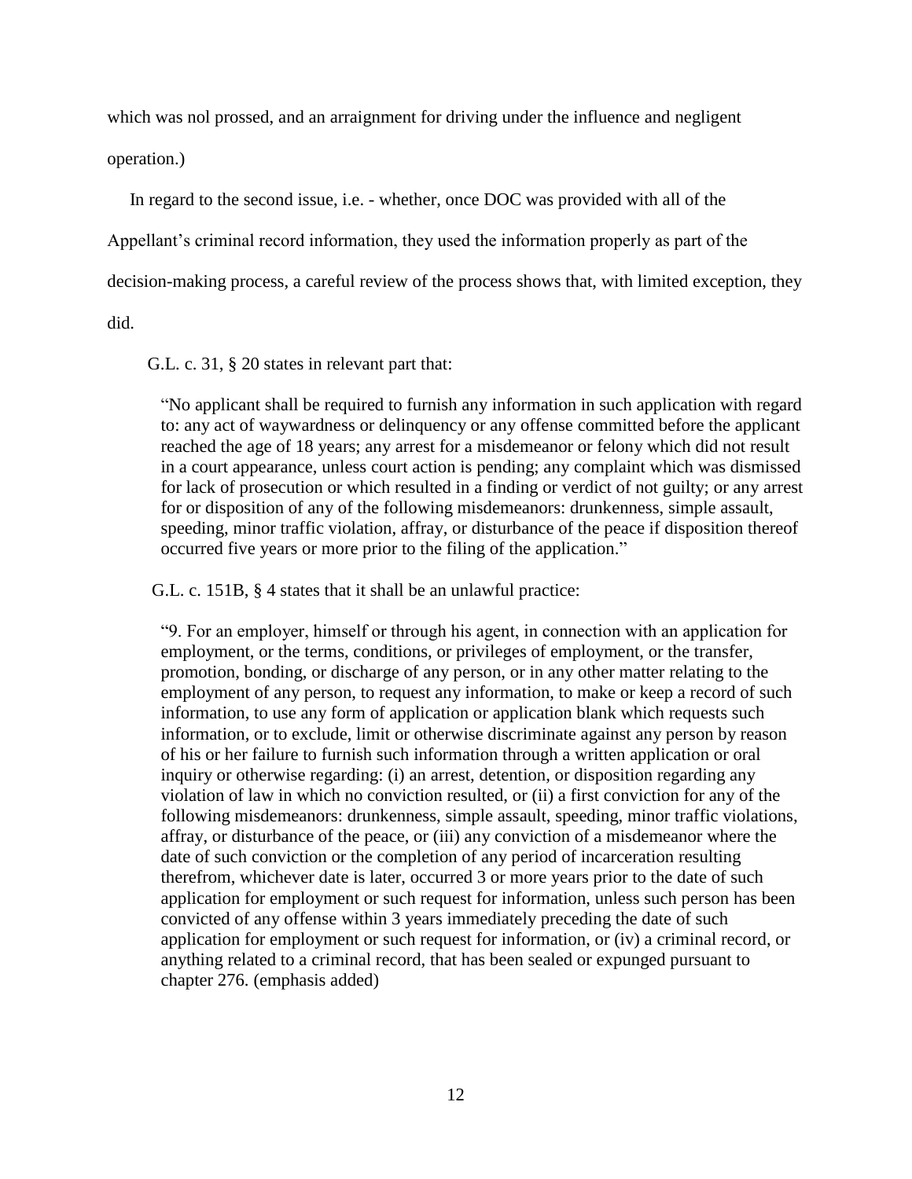which was nol prossed, and an arraignment for driving under the influence and negligent operation.)

In regard to the second issue, i.e. - whether, once DOC was provided with all of the Appellant's criminal record information, they used the information properly as part of the decision-making process, a careful review of the process shows that, with limited exception, they did.

G.L. c. 31, § 20 states in relevant part that:

> "No applicant shall be required to furnish any information in such application with regard to: any act of waywardness or delinquency or any offense committed before the applicant reached the age of 18 years; any arrest for a misdemeanor or felony which did not result in a court appearance, unless court action is pending; any complaint which was dismissed for lack of prosecution or which resulted in a finding or verdict of not guilty; or any arrest for or disposition of any of the following misdemeanors: drunkenness, simple assault, speeding, minor traffic violation, affray, or disturbance of the peace if disposition thereof occurred five years or more prior to the filing of the application."

G.L. c. 151B, § 4 states that it shall be an unlawful practice:

> "9. For an employer, himself or through his agent, in connection with an application for employment, or the terms, conditions, or privileges of employment, or the transfer, promotion, bonding, or discharge of any person, or in any other matter relating to the employment of any person, to request any information, to make or keep a record of such information, to use any form of application or application blank which requests such information, or to exclude, limit or otherwise discriminate against any person by reason of his or her failure to furnish such information through a written application or oral inquiry or otherwise regarding: (i) an arrest, detention, or disposition regarding any violation of law in which no conviction resulted, or (ii) a first conviction for any of the following misdemeanors: drunkenness, simple assault, speeding, minor traffic violations, affray, or disturbance of the peace, or (iii) any conviction of a misdemeanor where the date of such conviction or the completion of any period of incarceration resulting therefrom, whichever date is later, occurred 3 or more years prior to the date of such application for employment or such request for information, unless such person has been convicted of any offense within 3 years immediately preceding the date of such application for employment or such request for information, or (iv) a criminal record, or anything related to a criminal record, that has been sealed or expunged pursuant to chapter 276. (emphasis added)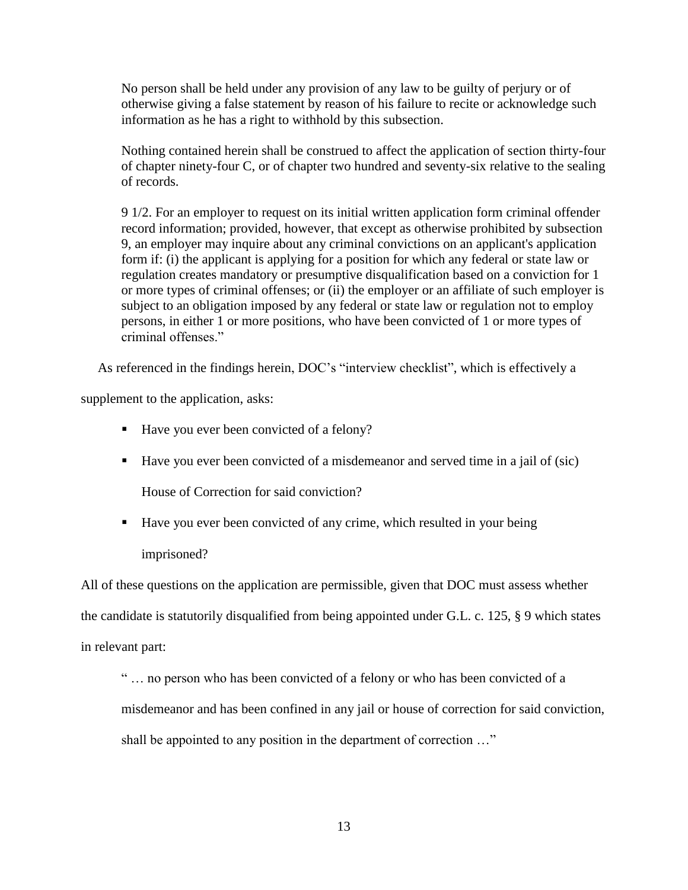> No person shall be held under any provision of any law to be guilty of perjury or of otherwise giving a false statement by reason of his failure to recite or acknowledge such information as he has a right to withhold by this subsection.
>
> Nothing contained herein shall be construed to affect the application of section thirty-four of chapter ninety-four C, or of chapter two hundred and seventy-six relative to the sealing of records.
>
> 9 1/2. For an employer to request on its initial written application form criminal offender record information; provided, however, that except as otherwise prohibited by subsection 9, an employer may inquire about any criminal convictions on an applicant's application form if: (i) the applicant is applying for a position for which any federal or state law or regulation creates mandatory or presumptive disqualification based on a conviction for 1 or more types of criminal offenses; or (ii) the employer or an affiliate of such employer is subject to an obligation imposed by any federal or state law or regulation not to employ persons, in either 1 or more positions, who have been convicted of 1 or more types of criminal offenses."

As referenced in the findings herein, DOC's "interview checklist", which is effectively a supplement to the application, asks:

- Have you ever been convicted of a felony?
- Have you ever been convicted of a misdemeanor and served time in a jail of (sic) House of Correction for said conviction?
- Have you ever been convicted of any crime, which resulted in your being imprisoned?

All of these questions on the application are permissible, given that DOC must assess whether the candidate is statutorily disqualified from being appointed under G.L. c. 125, § 9 which states in relevant part:

> " … no person who has been convicted of a felony or who has been convicted of a misdemeanor and has been confined in any jail or house of correction for said conviction, shall be appointed to any position in the department of correction …"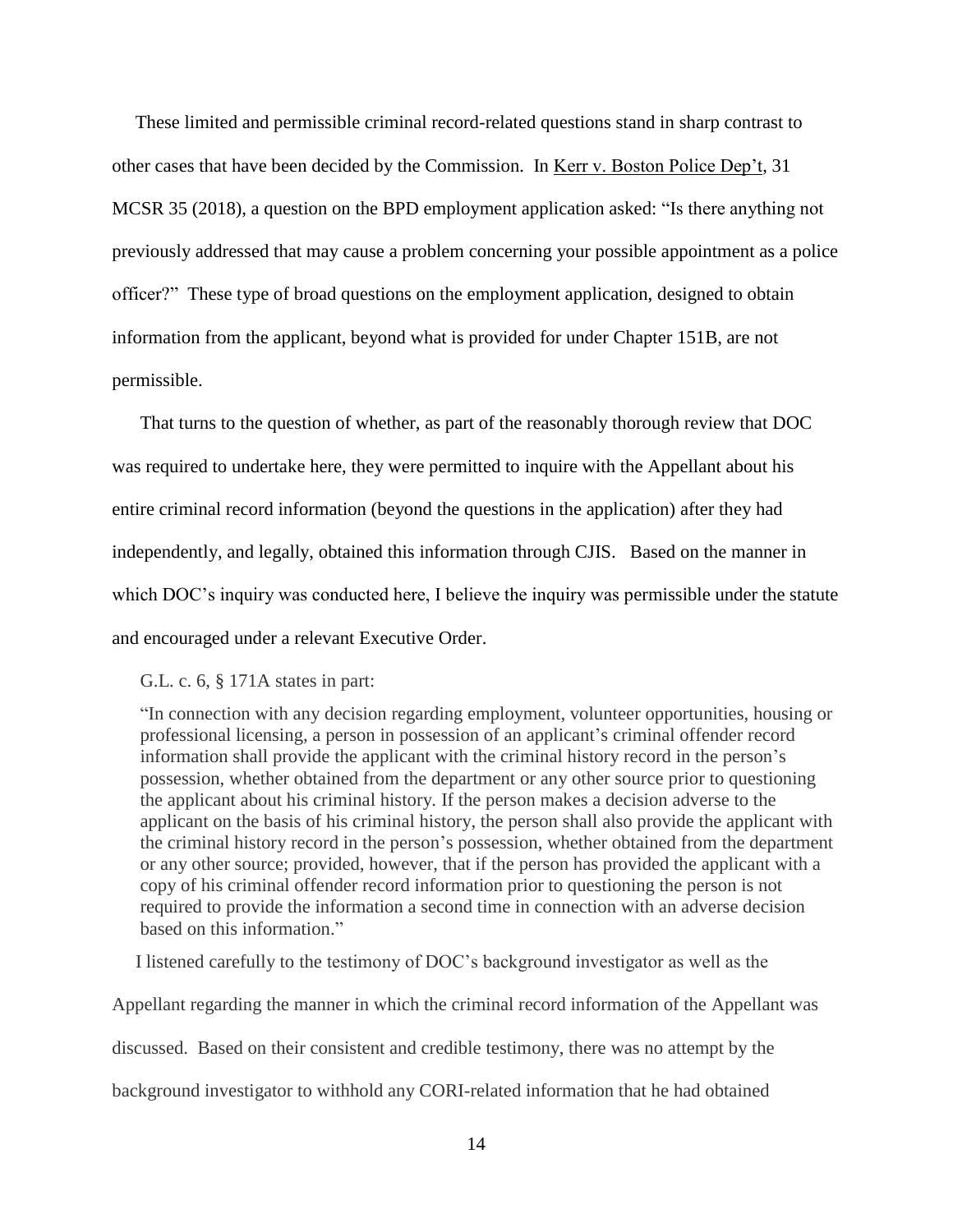These limited and permissible criminal record-related questions stand in sharp contrast to other cases that have been decided by the Commission. In Kerr v. Boston Police Dep't, 31 MCSR 35 (2018), a question on the BPD employment application asked: "Is there anything not previously addressed that may cause a problem concerning your possible appointment as a police officer?" These type of broad questions on the employment application, designed to obtain information from the applicant, beyond what is provided for under Chapter 151B, are not permissible.

That turns to the question of whether, as part of the reasonably thorough review that DOC was required to undertake here, they were permitted to inquire with the Appellant about his entire criminal record information (beyond the questions in the application) after they had independently, and legally, obtained this information through CJIS. Based on the manner in which DOC's inquiry was conducted here, I believe the inquiry was permissible under the statute and encouraged under a relevant Executive Order.

G.L. c. 6, § 171A states in part:

> "In connection with any decision regarding employment, volunteer opportunities, housing or professional licensing, a person in possession of an applicant's criminal offender record information shall provide the applicant with the criminal history record in the person's possession, whether obtained from the department or any other source prior to questioning the applicant about his criminal history. If the person makes a decision adverse to the applicant on the basis of his criminal history, the person shall also provide the applicant with the criminal history record in the person's possession, whether obtained from the department or any other source; provided, however, that if the person has provided the applicant with a copy of his criminal offender record information prior to questioning the person is not required to provide the information a second time in connection with an adverse decision based on this information."

I listened carefully to the testimony of DOC's background investigator as well as the Appellant regarding the manner in which the criminal record information of the Appellant was discussed. Based on their consistent and credible testimony, there was no attempt by the background investigator to withhold any CORI-related information that he had obtained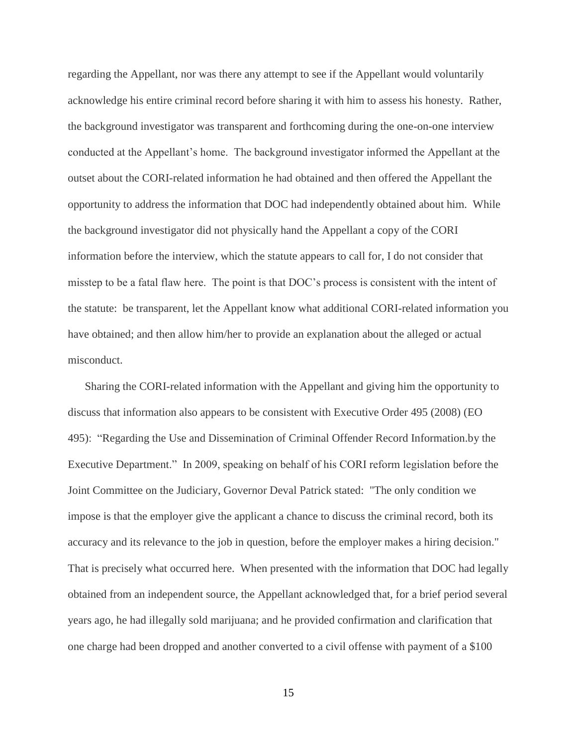regarding the Appellant, nor was there any attempt to see if the Appellant would voluntarily acknowledge his entire criminal record before sharing it with him to assess his honesty. Rather, the background investigator was transparent and forthcoming during the one-on-one interview conducted at the Appellant's home. The background investigator informed the Appellant at the outset about the CORI-related information he had obtained and then offered the Appellant the opportunity to address the information that DOC had independently obtained about him. While the background investigator did not physically hand the Appellant a copy of the CORI information before the interview, which the statute appears to call for, I do not consider that misstep to be a fatal flaw here. The point is that DOC's process is consistent with the intent of the statute: be transparent, let the Appellant know what additional CORI-related information you have obtained; and then allow him/her to provide an explanation about the alleged or actual misconduct.

Sharing the CORI-related information with the Appellant and giving him the opportunity to discuss that information also appears to be consistent with Executive Order 495 (2008) (EO 495): "Regarding the Use and Dissemination of Criminal Offender Record Information.by the Executive Department." In 2009, speaking on behalf of his CORI reform legislation before the Joint Committee on the Judiciary, Governor Deval Patrick stated: "The only condition we impose is that the employer give the applicant a chance to discuss the criminal record, both its accuracy and its relevance to the job in question, before the employer makes a hiring decision." That is precisely what occurred here. When presented with the information that DOC had legally obtained from an independent source, the Appellant acknowledged that, for a brief period several years ago, he had illegally sold marijuana; and he provided confirmation and clarification that one charge had been dropped and another converted to a civil offense with payment of a $100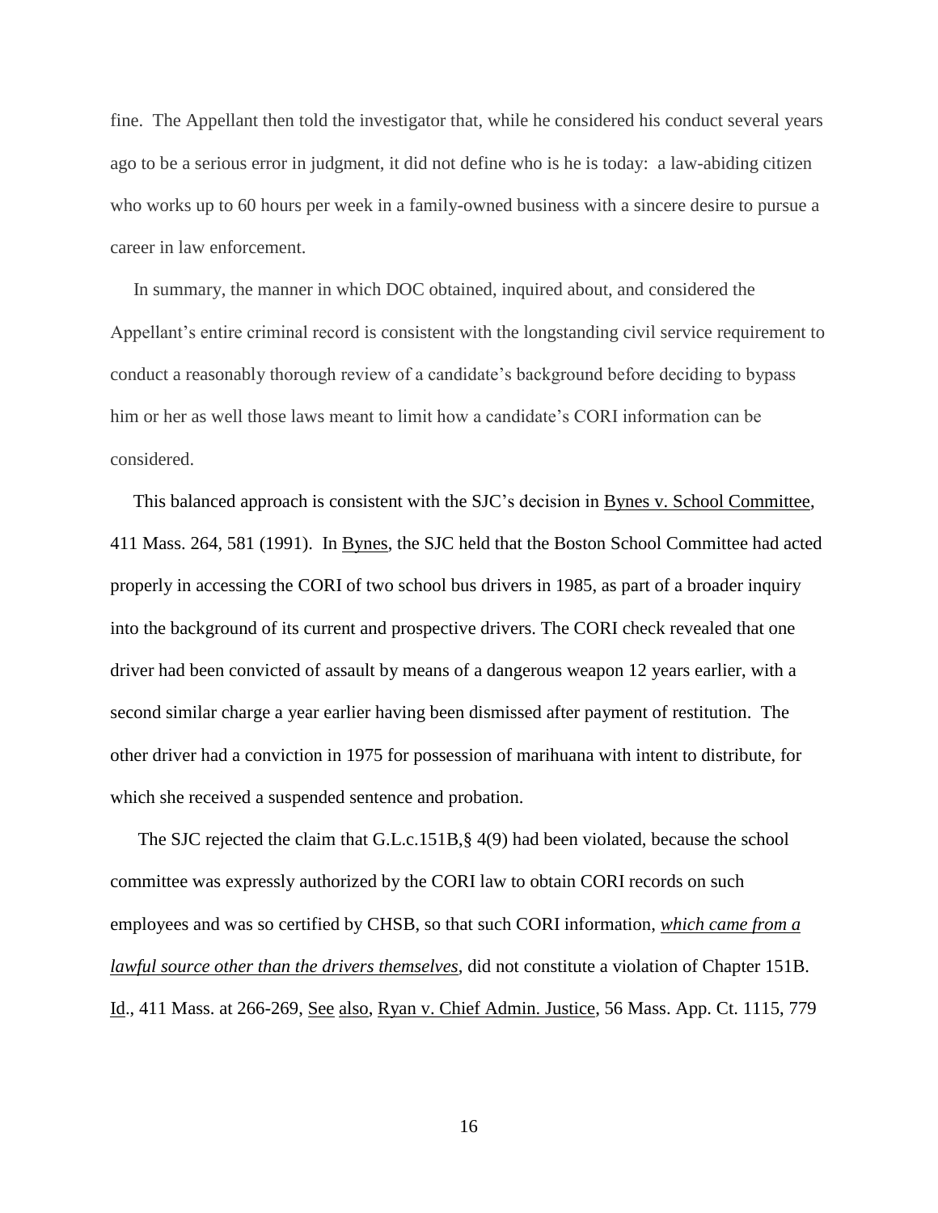fine. The Appellant then told the investigator that, while he considered his conduct several years ago to be a serious error in judgment, it did not define who is he is today: a law-abiding citizen who works up to 60 hours per week in a family-owned business with a sincere desire to pursue a career in law enforcement.

In summary, the manner in which DOC obtained, inquired about, and considered the Appellant's entire criminal record is consistent with the longstanding civil service requirement to conduct a reasonably thorough review of a candidate's background before deciding to bypass him or her as well those laws meant to limit how a candidate's CORI information can be considered.

This balanced approach is consistent with the SJC's decision in Bynes v. School Committee, 411 Mass. 264, 581 (1991). In Bynes, the SJC held that the Boston School Committee had acted properly in accessing the CORI of two school bus drivers in 1985, as part of a broader inquiry into the background of its current and prospective drivers. The CORI check revealed that one driver had been convicted of assault by means of a dangerous weapon 12 years earlier, with a second similar charge a year earlier having been dismissed after payment of restitution. The other driver had a conviction in 1975 for possession of marihuana with intent to distribute, for which she received a suspended sentence and probation.

The SJC rejected the claim that G.L.c.151B,§ 4(9) had been violated, because the school committee was expressly authorized by the CORI law to obtain CORI records on such employees and was so certified by CHSB, so that such CORI information, ***which came from a lawful source other than the drivers themselves***, did not constitute a violation of Chapter 151B. Id., 411 Mass. at 266-269, See also, Ryan v. Chief Admin. Justice, 56 Mass. App. Ct. 1115, 779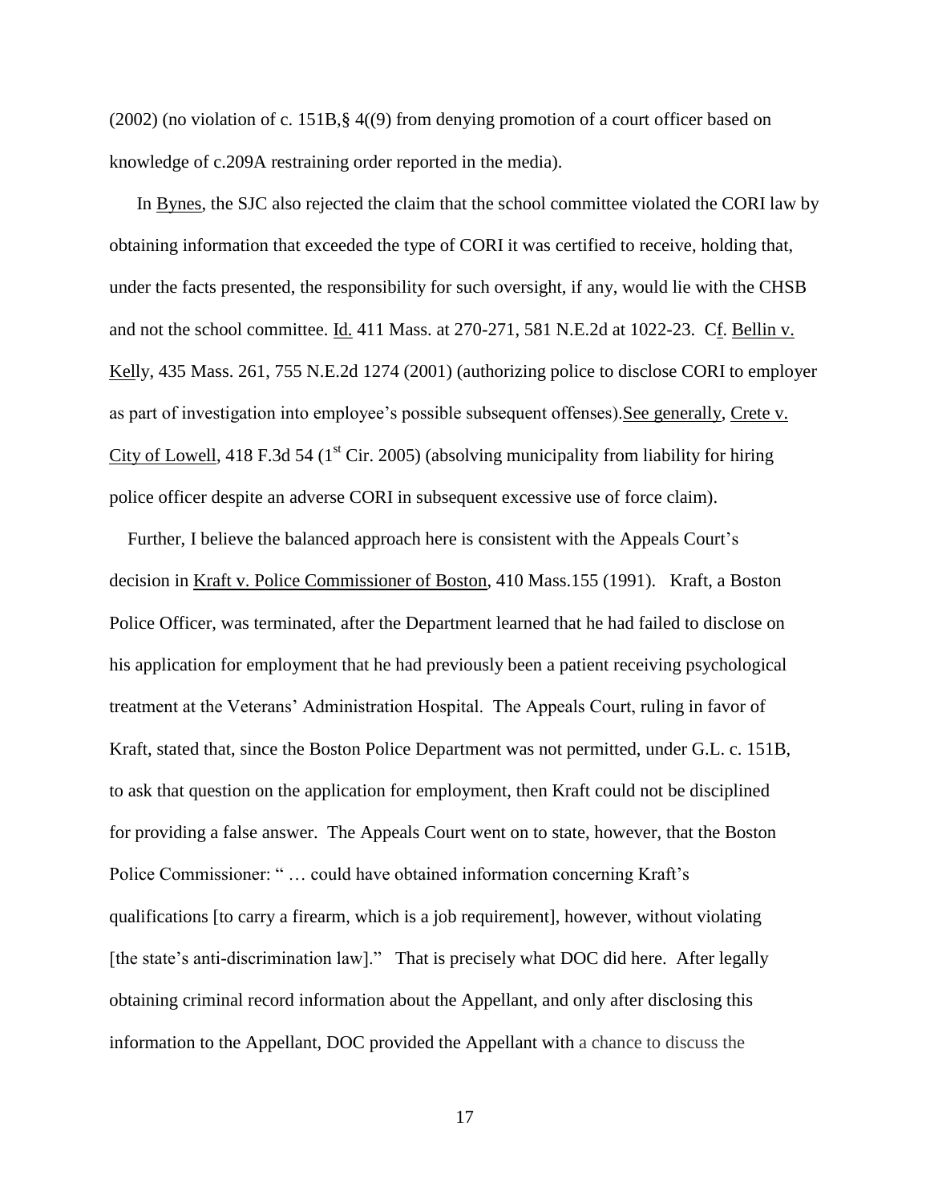(2002) (no violation of c. 151B,§ 4((9) from denying promotion of a court officer based on knowledge of c.209A restraining order reported in the media).

In Bynes, the SJC also rejected the claim that the school committee violated the CORI law by obtaining information that exceeded the type of CORI it was certified to receive, holding that, under the facts presented, the responsibility for such oversight, if any, would lie with the CHSB and not the school committee. Id. 411 Mass. at 270-271, 581 N.E.2d at 1022-23. Cf. Bellin v. Kelly, 435 Mass. 261, 755 N.E.2d 1274 (2001) (authorizing police to disclose CORI to employer as part of investigation into employee's possible subsequent offenses).See generally, Crete v. City of Lowell, 418 F.3d 54 (1st Cir. 2005) (absolving municipality from liability for hiring police officer despite an adverse CORI in subsequent excessive use of force claim).

Further, I believe the balanced approach here is consistent with the Appeals Court's decision in Kraft v. Police Commissioner of Boston, 410 Mass.155 (1991). Kraft, a Boston Police Officer, was terminated, after the Department learned that he had failed to disclose on his application for employment that he had previously been a patient receiving psychological treatment at the Veterans' Administration Hospital. The Appeals Court, ruling in favor of Kraft, stated that, since the Boston Police Department was not permitted, under G.L. c. 151B, to ask that question on the application for employment, then Kraft could not be disciplined for providing a false answer. The Appeals Court went on to state, however, that the Boston Police Commissioner: " … could have obtained information concerning Kraft's qualifications [to carry a firearm, which is a job requirement], however, without violating [the state's anti-discrimination law]." That is precisely what DOC did here. After legally obtaining criminal record information about the Appellant, and only after disclosing this information to the Appellant, DOC provided the Appellant with a chance to discuss the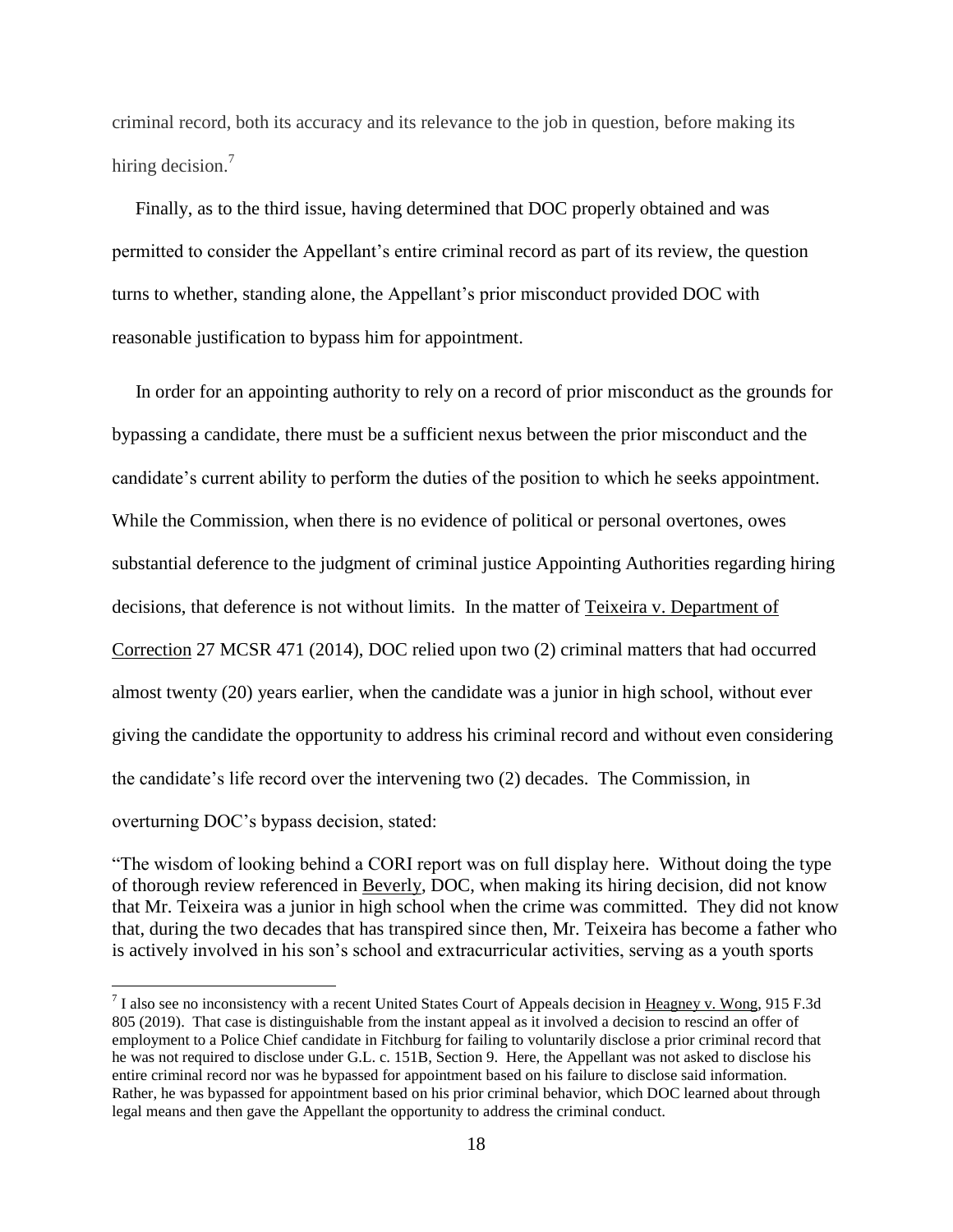criminal record, both its accuracy and its relevance to the job in question, before making its hiring decision.[7]

Finally, as to the third issue, having determined that DOC properly obtained and was permitted to consider the Appellant's entire criminal record as part of its review, the question turns to whether, standing alone, the Appellant's prior misconduct provided DOC with reasonable justification to bypass him for appointment.

In order for an appointing authority to rely on a record of prior misconduct as the grounds for bypassing a candidate, there must be a sufficient nexus between the prior misconduct and the candidate's current ability to perform the duties of the position to which he seeks appointment. While the Commission, when there is no evidence of political or personal overtones, owes substantial deference to the judgment of criminal justice Appointing Authorities regarding hiring decisions, that deference is not without limits. In the matter of Teixeira v. Department of Correction 27 MCSR 471 (2014), DOC relied upon two (2) criminal matters that had occurred almost twenty (20) years earlier, when the candidate was a junior in high school, without ever giving the candidate the opportunity to address his criminal record and without even considering the candidate's life record over the intervening two (2) decades. The Commission, in overturning DOC's bypass decision, stated:

"The wisdom of looking behind a CORI report was on full display here. Without doing the type of thorough review referenced in Beverly, DOC, when making its hiring decision, did not know that Mr. Teixeira was a junior in high school when the crime was committed. They did not know that, during the two decades that has transpired since then, Mr. Teixeira has become a father who is actively involved in his son's school and extracurricular activities, serving as a youth sports

[7] I also see no inconsistency with a recent United States Court of Appeals decision in Heagney v. Wong, 915 F.3d 805 (2019). That case is distinguishable from the instant appeal as it involved a decision to rescind an offer of employment to a Police Chief candidate in Fitchburg for failing to voluntarily disclose a prior criminal record that he was not required to disclose under G.L. c. 151B, Section 9. Here, the Appellant was not asked to disclose his entire criminal record nor was he bypassed for appointment based on his failure to disclose said information. Rather, he was bypassed for appointment based on his prior criminal behavior, which DOC learned about through legal means and then gave the Appellant the opportunity to address the criminal conduct.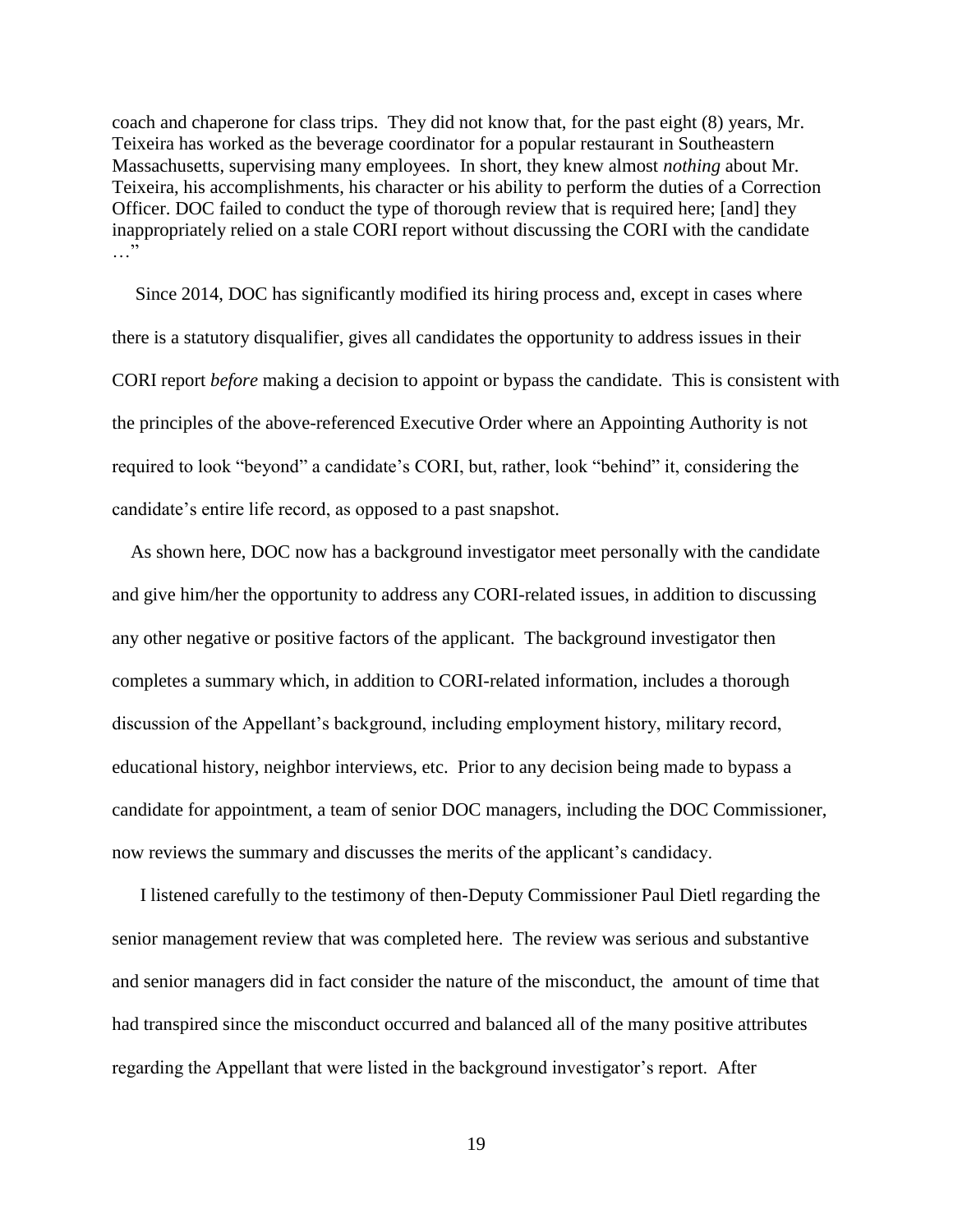coach and chaperone for class trips. They did not know that, for the past eight (8) years, Mr. Teixeira has worked as the beverage coordinator for a popular restaurant in Southeastern Massachusetts, supervising many employees. In short, they knew almost *nothing* about Mr. Teixeira, his accomplishments, his character or his ability to perform the duties of a Correction Officer. DOC failed to conduct the type of thorough review that is required here; [and] they inappropriately relied on a stale CORI report without discussing the CORI with the candidate …"

Since 2014, DOC has significantly modified its hiring process and, except in cases where there is a statutory disqualifier, gives all candidates the opportunity to address issues in their CORI report *before* making a decision to appoint or bypass the candidate. This is consistent with the principles of the above-referenced Executive Order where an Appointing Authority is not required to look "beyond" a candidate's CORI, but, rather, look "behind" it, considering the candidate's entire life record, as opposed to a past snapshot.

As shown here, DOC now has a background investigator meet personally with the candidate and give him/her the opportunity to address any CORI-related issues, in addition to discussing any other negative or positive factors of the applicant. The background investigator then completes a summary which, in addition to CORI-related information, includes a thorough discussion of the Appellant's background, including employment history, military record, educational history, neighbor interviews, etc. Prior to any decision being made to bypass a candidate for appointment, a team of senior DOC managers, including the DOC Commissioner, now reviews the summary and discusses the merits of the applicant's candidacy.

I listened carefully to the testimony of then-Deputy Commissioner Paul Dietl regarding the senior management review that was completed here. The review was serious and substantive and senior managers did in fact consider the nature of the misconduct, the amount of time that had transpired since the misconduct occurred and balanced all of the many positive attributes regarding the Appellant that were listed in the background investigator's report. After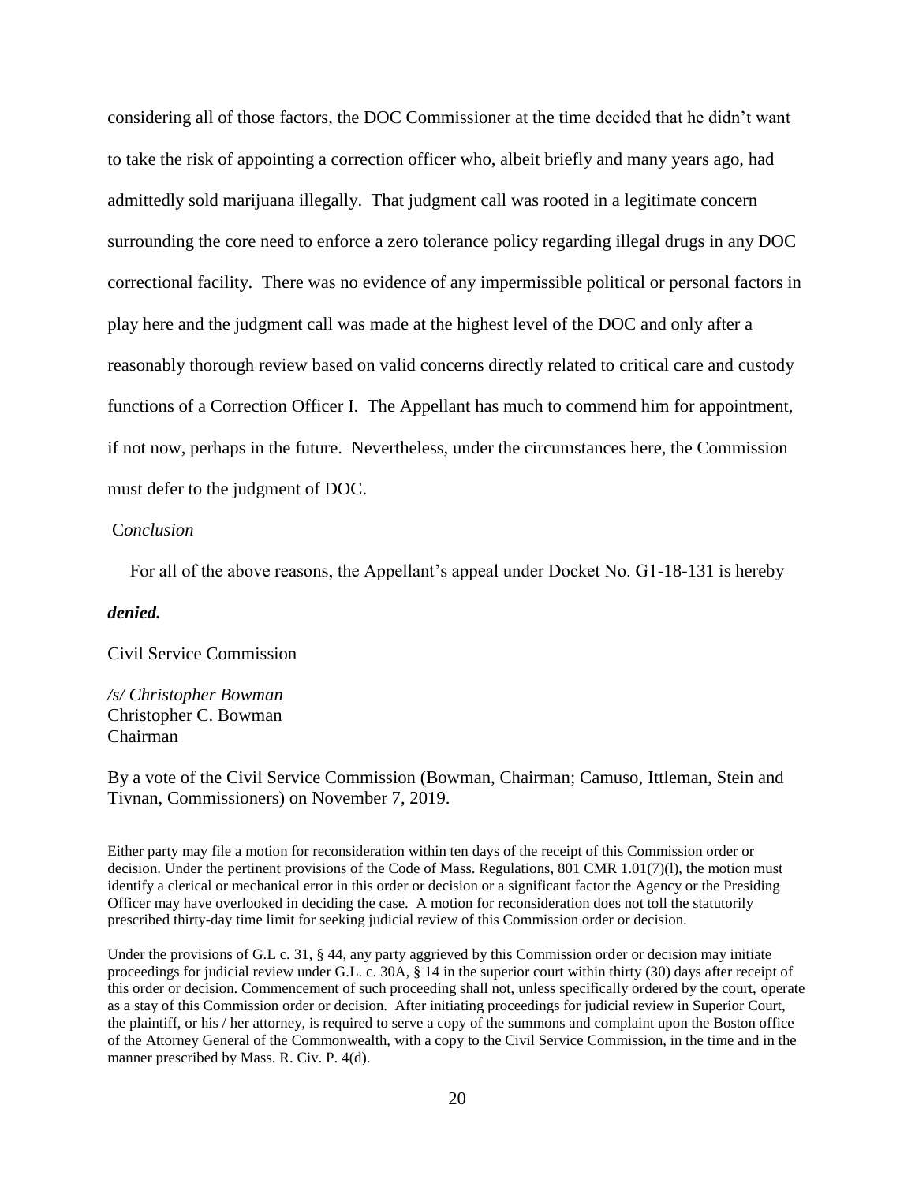considering all of those factors, the DOC Commissioner at the time decided that he didn't want to take the risk of appointing a correction officer who, albeit briefly and many years ago, had admittedly sold marijuana illegally. That judgment call was rooted in a legitimate concern surrounding the core need to enforce a zero tolerance policy regarding illegal drugs in any DOC correctional facility. There was no evidence of any impermissible political or personal factors in play here and the judgment call was made at the highest level of the DOC and only after a reasonably thorough review based on valid concerns directly related to critical care and custody functions of a Correction Officer I. The Appellant has much to commend him for appointment, if not now, perhaps in the future. Nevertheless, under the circumstances here, the Commission must defer to the judgment of DOC.

*Conclusion*

For all of the above reasons, the Appellant's appeal under Docket No. G1-18-131 is hereby

***denied.***

Civil Service Commission

*/s/ Christopher Bowman*
Christopher C. Bowman
Chairman

By a vote of the Civil Service Commission (Bowman, Chairman; Camuso, Ittleman, Stein and Tivnan, Commissioners) on November 7, 2019.

Either party may file a motion for reconsideration within ten days of the receipt of this Commission order or decision. Under the pertinent provisions of the Code of Mass. Regulations, 801 CMR 1.01(7)(l), the motion must identify a clerical or mechanical error in this order or decision or a significant factor the Agency or the Presiding Officer may have overlooked in deciding the case. A motion for reconsideration does not toll the statutorily prescribed thirty-day time limit for seeking judicial review of this Commission order or decision.

Under the provisions of G.L c. 31, § 44, any party aggrieved by this Commission order or decision may initiate proceedings for judicial review under G.L. c. 30A, § 14 in the superior court within thirty (30) days after receipt of this order or decision. Commencement of such proceeding shall not, unless specifically ordered by the court, operate as a stay of this Commission order or decision. After initiating proceedings for judicial review in Superior Court, the plaintiff, or his / her attorney, is required to serve a copy of the summons and complaint upon the Boston office of the Attorney General of the Commonwealth, with a copy to the Civil Service Commission, in the time and in the manner prescribed by Mass. R. Civ. P. 4(d).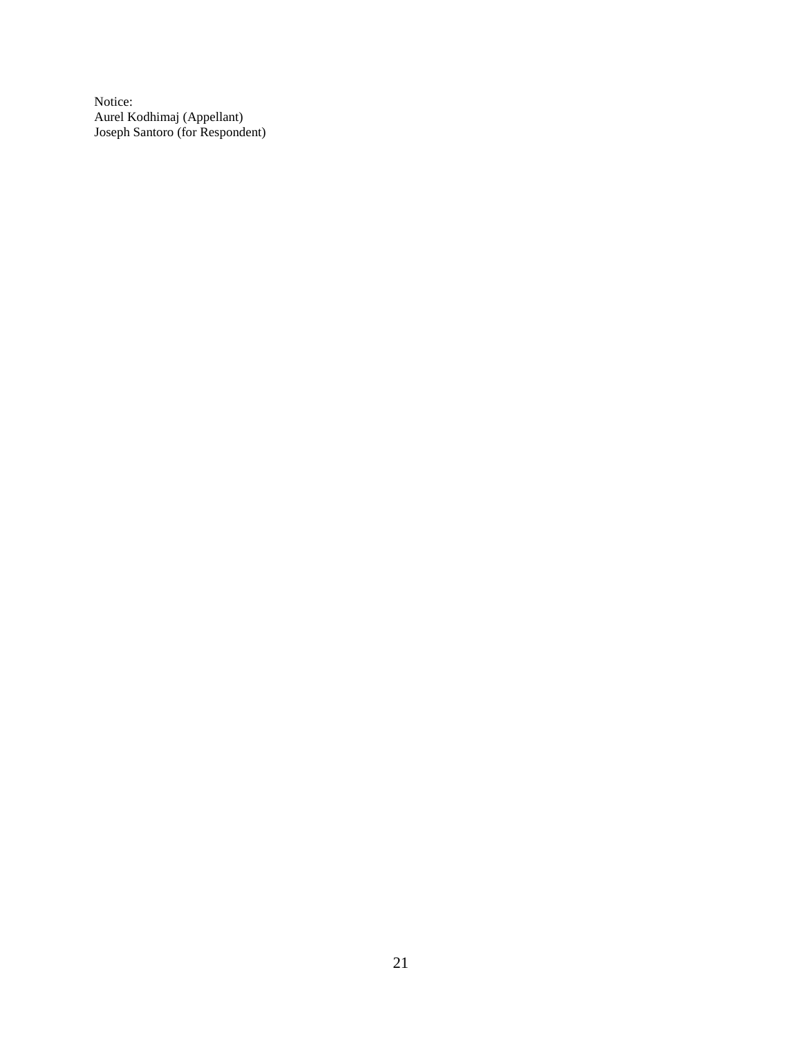Notice:
Aurel Kodhimaj (Appellant)
Joseph Santoro (for Respondent)